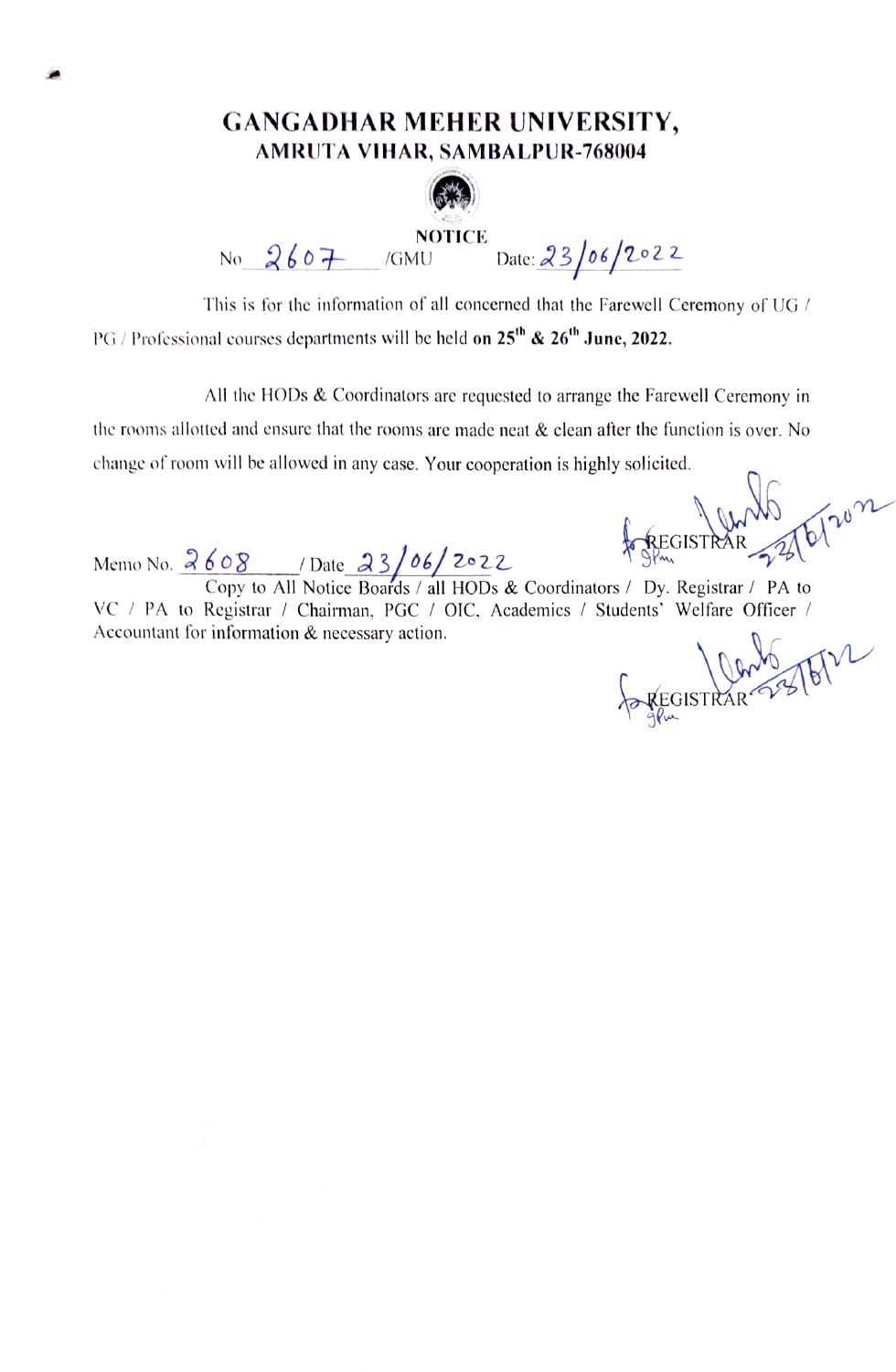# GANGADHAR MEHER UNIVERSITY,

## AMRUTA VIHAR, SAMBALPUR-768004

**NOTICE**

No 2607 /GMU Date: 23/06/2022

This is for the information of all concerned that the Farewell Ceremony of UG / PG / Professional courses departments will be held **on 25th & 26th June, 2022.**

All the HODs & Coordinators are requested to arrange the Farewell Ceremony in the rooms allotted and ensure that the rooms are made neat & clean after the function is over. No change of room will be allowed in any case. Your cooperation is highly solicited.

for REGISTRAR 23/6/2022

Memo No. 2608 / Date 23/06/2022

Copy to All Notice Boards / all HODs & Coordinators / Dy. Registrar / PA to VC / PA to Registrar / Chairman, PGC / OIC, Academics / Students' Welfare Officer / Accountant for information & necessary action.

for REGISTRAR 23/6/22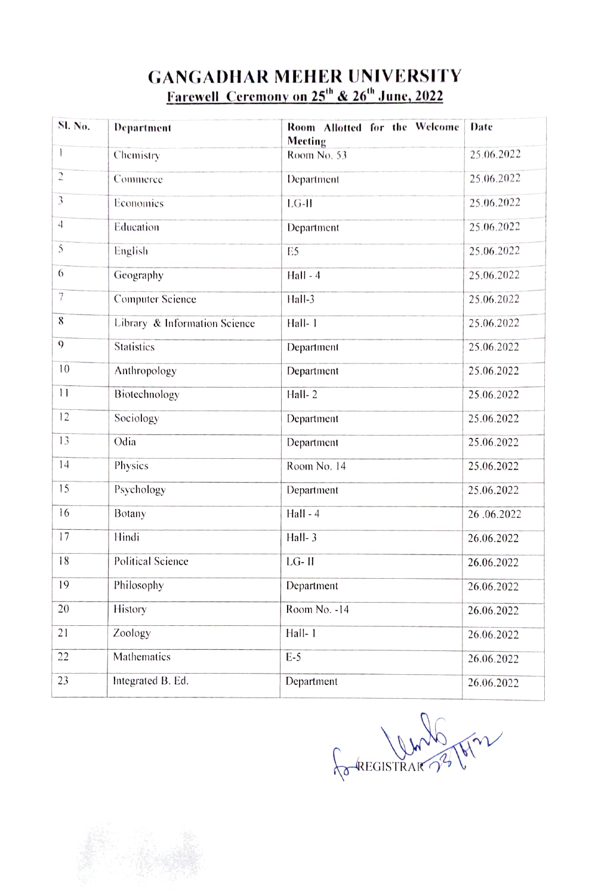# GANGADHAR MEHER UNIVERSITY

## Farewell Ceremony on 25th & 26th June, 2022

| Sl. No. | Department | Room Allotted for the Welcome Meeting | Date |
|---|---|---|---|
| 1 | Chemistry | Room No. 53 | 25.06.2022 |
| 2 | Commerce | Department | 25.06.2022 |
| 3 | Economics | LG-II | 25.06.2022 |
| 4 | Education | Department | 25.06.2022 |
| 5 | English | E5 | 25.06.2022 |
| 6 | Geography | Hall - 4 | 25.06.2022 |
| 7 | Computer Science | Hall-3 | 25.06.2022 |
| 8 | Library & Information Science | Hall- 1 | 25.06.2022 |
| 9 | Statistics | Department | 25.06.2022 |
| 10 | Anthropology | Department | 25.06.2022 |
| 11 | Biotechnology | Hall- 2 | 25.06.2022 |
| 12 | Sociology | Department | 25.06.2022 |
| 13 | Odia | Department | 25.06.2022 |
| 14 | Physics | Room No. 14 | 25.06.2022 |
| 15 | Psychology | Department | 25.06.2022 |
| 16 | Botany | Hall - 4 | 26 .06.2022 |
| 17 | Hindi | Hall- 3 | 26.06.2022 |
| 18 | Political Science | LG- II | 26.06.2022 |
| 19 | Philosophy | Department | 26.06.2022 |
| 20 | History | Room No. -14 | 26.06.2022 |
| 21 | Zoology | Hall- 1 | 26.06.2022 |
| 22 | Mathematics | E-5 | 26.06.2022 |
| 23 | Integrated B. Ed. | Department | 26.06.2022 |

for REGISTRAR 23/6/22